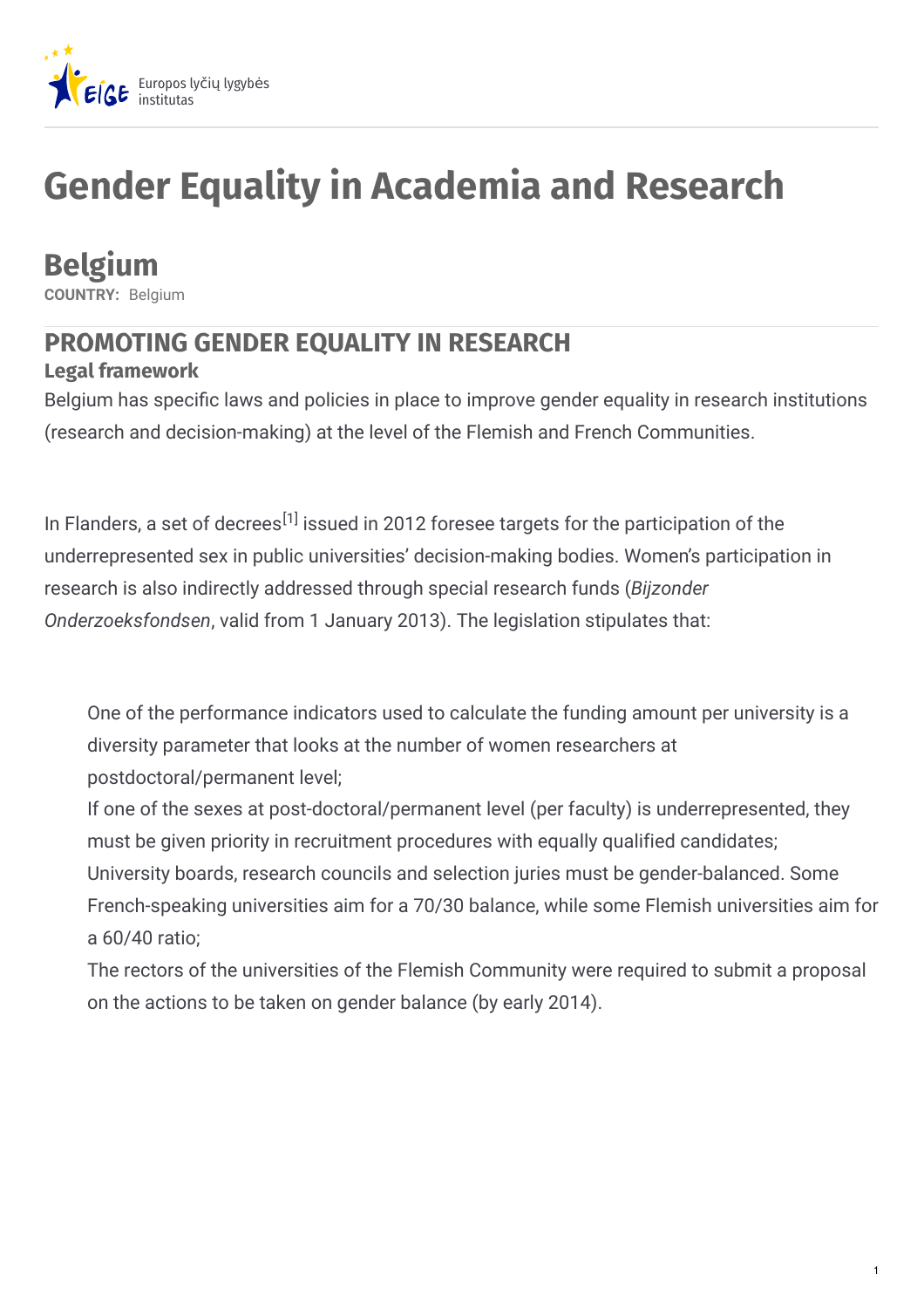# Gender Equality in Academia and Research

## Belgium

**COUNTRY:** Belgium

## PROMOTING GENDER EQUALITY IN RESEARCH

### Legal framework

Belgium has specific laws and policies in place to improve gender equality in research institutions (research and decision-making) at the level of the Flemish and French Communities.

In Flanders, a set of decrees[1] issued in 2012 foresee targets for the participation of the underrepresented sex in public universities' decision-making bodies. Women's participation in research is also indirectly addressed through special research funds (*Bijzonder Onderzoeksfondsen*, valid from 1 January 2013). The legislation stipulates that:

- One of the performance indicators used to calculate the funding amount per university is a diversity parameter that looks at the number of women researchers at postdoctoral/permanent level;
- If one of the sexes at post-doctoral/permanent level (per faculty) is underrepresented, they must be given priority in recruitment procedures with equally qualified candidates;
- University boards, research councils and selection juries must be gender-balanced. Some French-speaking universities aim for a 70/30 balance, while some Flemish universities aim for a 60/40 ratio;
- The rectors of the universities of the Flemish Community were required to submit a proposal on the actions to be taken on gender balance (by early 2014).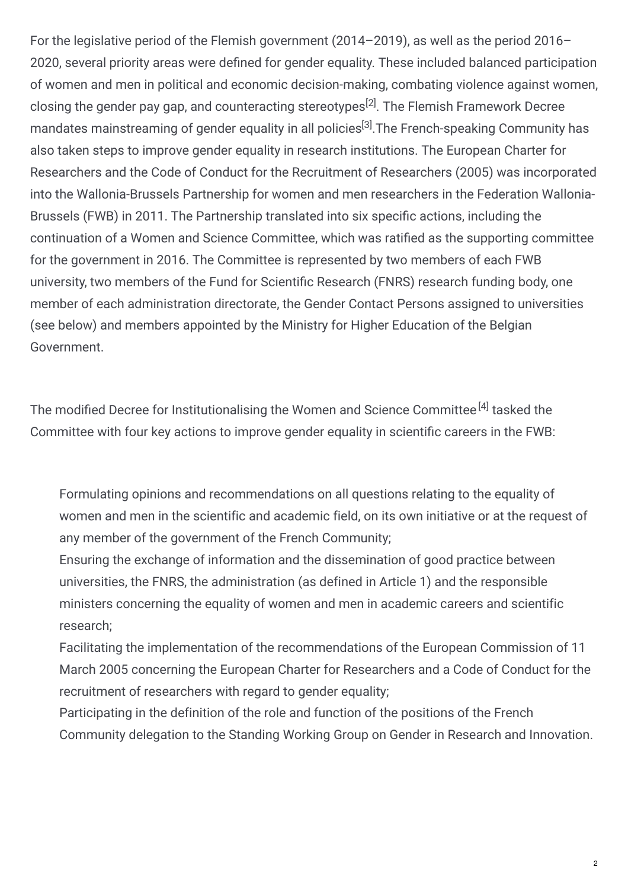For the legislative period of the Flemish government (2014–2019), as well as the period 2016–2020, several priority areas were defined for gender equality. These included balanced participation of women and men in political and economic decision-making, combating violence against women, closing the gender pay gap, and counteracting stereotypes[2]. The Flemish Framework Decree mandates mainstreaming of gender equality in all policies[3].The French-speaking Community has also taken steps to improve gender equality in research institutions. The European Charter for Researchers and the Code of Conduct for the Recruitment of Researchers (2005) was incorporated into the Wallonia-Brussels Partnership for women and men researchers in the Federation Wallonia-Brussels (FWB) in 2011. The Partnership translated into six specific actions, including the continuation of a Women and Science Committee, which was ratified as the supporting committee for the government in 2016. The Committee is represented by two members of each FWB university, two members of the Fund for Scientific Research (FNRS) research funding body, one member of each administration directorate, the Gender Contact Persons assigned to universities (see below) and members appointed by the Ministry for Higher Education of the Belgian Government.

The modified Decree for Institutionalising the Women and Science Committee [4] tasked the Committee with four key actions to improve gender equality in scientific careers in the FWB:

- Formulating opinions and recommendations on all questions relating to the equality of women and men in the scientific and academic field, on its own initiative or at the request of any member of the government of the French Community;
- Ensuring the exchange of information and the dissemination of good practice between universities, the FNRS, the administration (as defined in Article 1) and the responsible ministers concerning the equality of women and men in academic careers and scientific research;
- Facilitating the implementation of the recommendations of the European Commission of 11 March 2005 concerning the European Charter for Researchers and a Code of Conduct for the recruitment of researchers with regard to gender equality;
- Participating in the definition of the role and function of the positions of the French Community delegation to the Standing Working Group on Gender in Research and Innovation.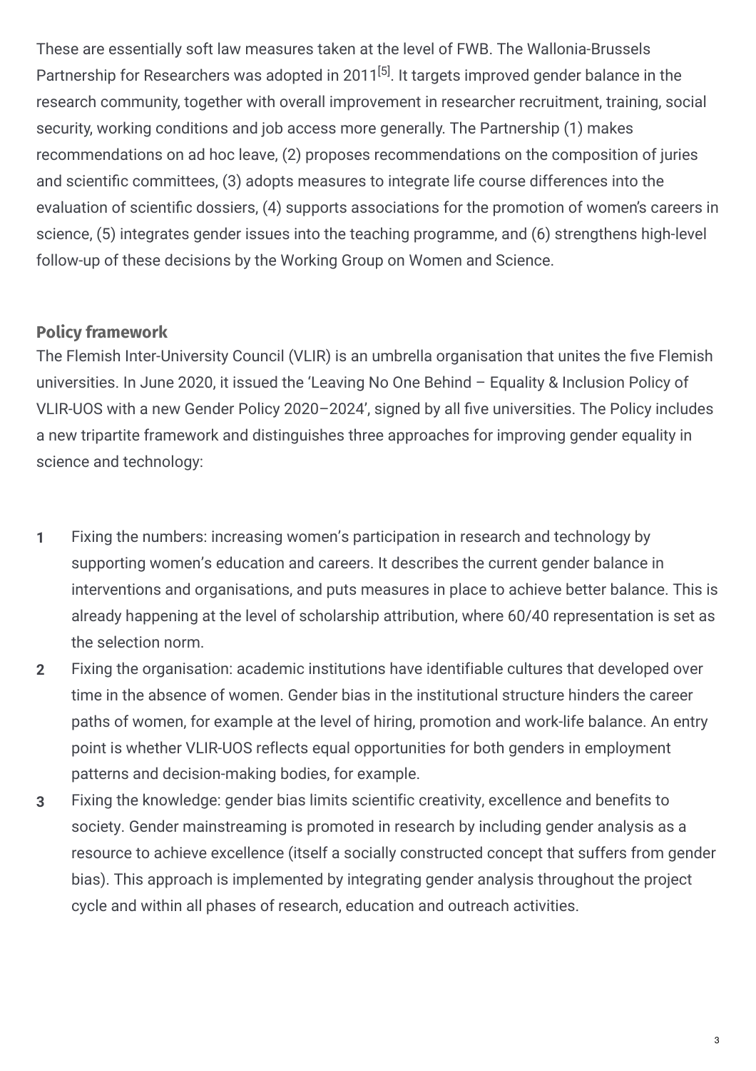These are essentially soft law measures taken at the level of FWB. The Wallonia-Brussels Partnership for Researchers was adopted in 2011[5]. It targets improved gender balance in the research community, together with overall improvement in researcher recruitment, training, social security, working conditions and job access more generally. The Partnership (1) makes recommendations on ad hoc leave, (2) proposes recommendations on the composition of juries and scientific committees, (3) adopts measures to integrate life course differences into the evaluation of scientific dossiers, (4) supports associations for the promotion of women's careers in science, (5) integrates gender issues into the teaching programme, and (6) strengthens high-level follow-up of these decisions by the Working Group on Women and Science.

### Policy framework

The Flemish Inter-University Council (VLIR) is an umbrella organisation that unites the five Flemish universities. In June 2020, it issued the 'Leaving No One Behind – Equality & Inclusion Policy of VLIR-UOS with a new Gender Policy 2020–2024', signed by all five universities. The Policy includes a new tripartite framework and distinguishes three approaches for improving gender equality in science and technology:

1. Fixing the numbers: increasing women's participation in research and technology by supporting women's education and careers. It describes the current gender balance in interventions and organisations, and puts measures in place to achieve better balance. This is already happening at the level of scholarship attribution, where 60/40 representation is set as the selection norm.
2. Fixing the organisation: academic institutions have identifiable cultures that developed over time in the absence of women. Gender bias in the institutional structure hinders the career paths of women, for example at the level of hiring, promotion and work-life balance. An entry point is whether VLIR-UOS reflects equal opportunities for both genders in employment patterns and decision-making bodies, for example.
3. Fixing the knowledge: gender bias limits scientific creativity, excellence and benefits to society. Gender mainstreaming is promoted in research by including gender analysis as a resource to achieve excellence (itself a socially constructed concept that suffers from gender bias). This approach is implemented by integrating gender analysis throughout the project cycle and within all phases of research, education and outreach activities.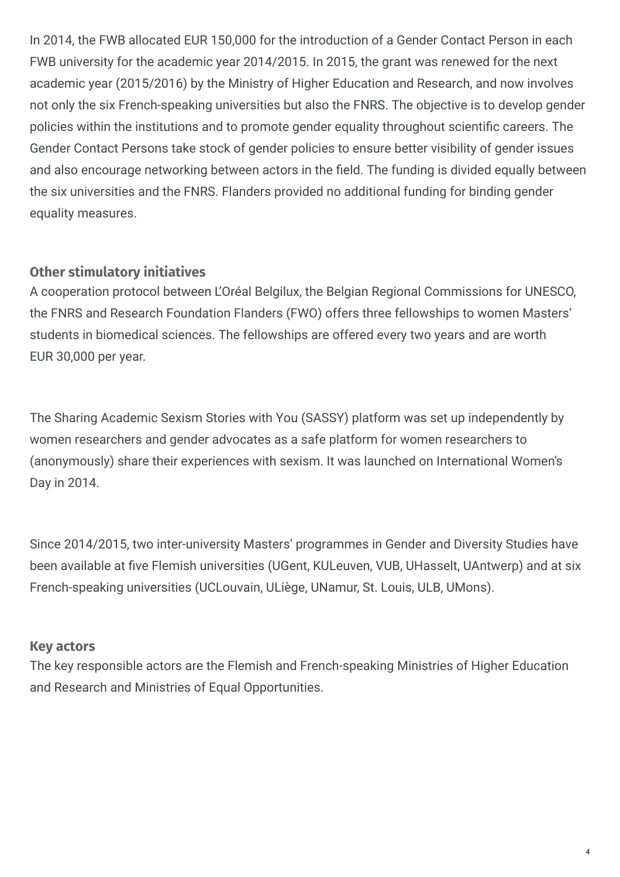In 2014, the FWB allocated EUR 150,000 for the introduction of a Gender Contact Person in each FWB university for the academic year 2014/2015. In 2015, the grant was renewed for the next academic year (2015/2016) by the Ministry of Higher Education and Research, and now involves not only the six French-speaking universities but also the FNRS. The objective is to develop gender policies within the institutions and to promote gender equality throughout scientific careers. The Gender Contact Persons take stock of gender policies to ensure better visibility of gender issues and also encourage networking between actors in the field. The funding is divided equally between the six universities and the FNRS. Flanders provided no additional funding for binding gender equality measures.

### Other stimulatory initiatives

A cooperation protocol between L'Oréal Belgilux, the Belgian Regional Commissions for UNESCO, the FNRS and Research Foundation Flanders (FWO) offers three fellowships to women Masters' students in biomedical sciences. The fellowships are offered every two years and are worth EUR 30,000 per year.

The Sharing Academic Sexism Stories with You (SASSY) platform was set up independently by women researchers and gender advocates as a safe platform for women researchers to (anonymously) share their experiences with sexism. It was launched on International Women's Day in 2014.

Since 2014/2015, two inter-university Masters' programmes in Gender and Diversity Studies have been available at five Flemish universities (UGent, KULeuven, VUB, UHasselt, UAntwerp) and at six French-speaking universities (UCLouvain, ULiège, UNamur, St. Louis, ULB, UMons).

### Key actors

The key responsible actors are the Flemish and French-speaking Ministries of Higher Education and Research and Ministries of Equal Opportunities.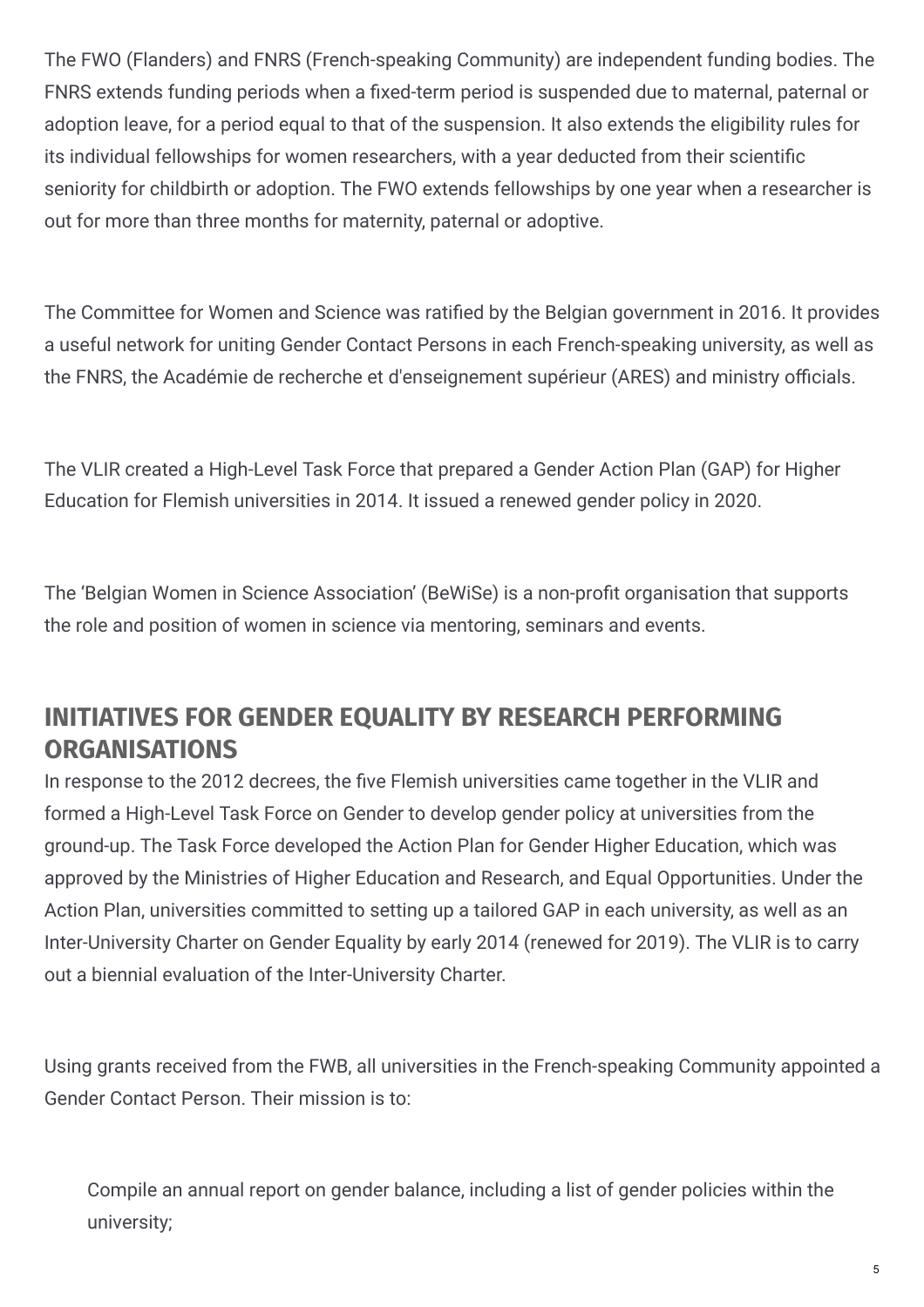The FWO (Flanders) and FNRS (French-speaking Community) are independent funding bodies. The FNRS extends funding periods when a fixed-term period is suspended due to maternal, paternal or adoption leave, for a period equal to that of the suspension. It also extends the eligibility rules for its individual fellowships for women researchers, with a year deducted from their scientific seniority for childbirth or adoption. The FWO extends fellowships by one year when a researcher is out for more than three months for maternity, paternal or adoptive.

The Committee for Women and Science was ratified by the Belgian government in 2016. It provides a useful network for uniting Gender Contact Persons in each French-speaking university, as well as the FNRS, the Académie de recherche et d'enseignement supérieur (ARES) and ministry officials.

The VLIR created a High-Level Task Force that prepared a Gender Action Plan (GAP) for Higher Education for Flemish universities in 2014. It issued a renewed gender policy in 2020.

The 'Belgian Women in Science Association' (BeWiSe) is a non-profit organisation that supports the role and position of women in science via mentoring, seminars and events.

## INITIATIVES FOR GENDER EQUALITY BY RESEARCH PERFORMING ORGANISATIONS

In response to the 2012 decrees, the five Flemish universities came together in the VLIR and formed a High-Level Task Force on Gender to develop gender policy at universities from the ground-up. The Task Force developed the Action Plan for Gender Higher Education, which was approved by the Ministries of Higher Education and Research, and Equal Opportunities. Under the Action Plan, universities committed to setting up a tailored GAP in each university, as well as an Inter-University Charter on Gender Equality by early 2014 (renewed for 2019). The VLIR is to carry out a biennial evaluation of the Inter-University Charter.

Using grants received from the FWB, all universities in the French-speaking Community appointed a Gender Contact Person. Their mission is to:

- Compile an annual report on gender balance, including a list of gender policies within the university;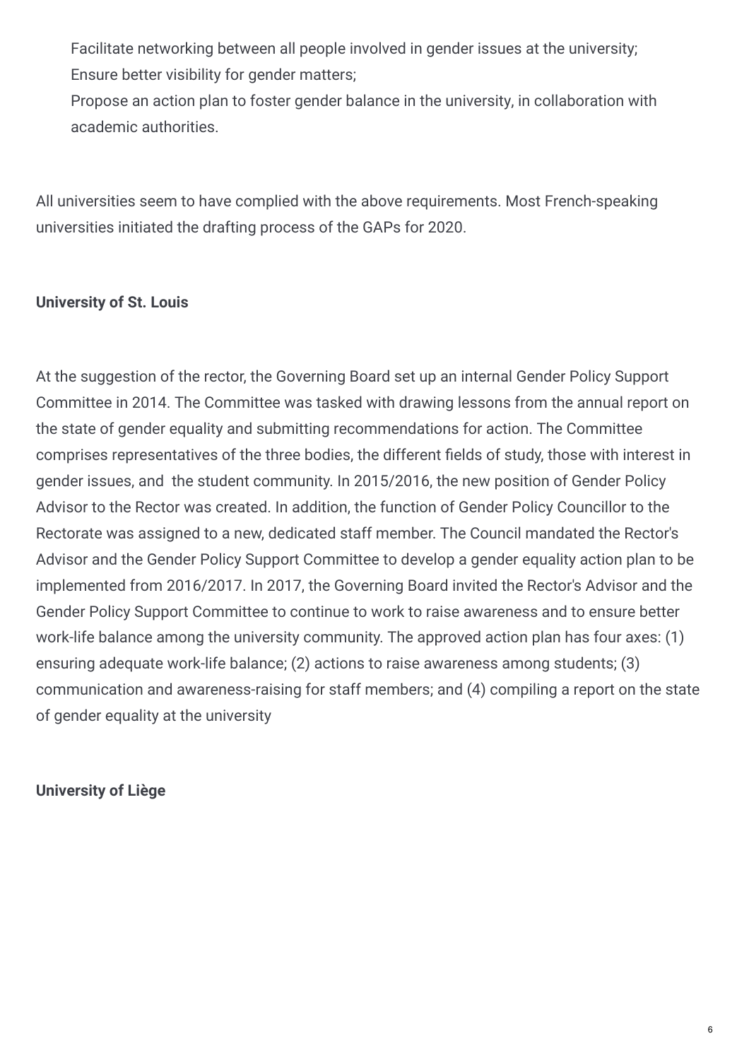- Facilitate networking between all people involved in gender issues at the university;
- Ensure better visibility for gender matters;
- Propose an action plan to foster gender balance in the university, in collaboration with academic authorities.

All universities seem to have complied with the above requirements. Most French-speaking universities initiated the drafting process of the GAPs for 2020.

**University of St. Louis**

At the suggestion of the rector, the Governing Board set up an internal Gender Policy Support Committee in 2014. The Committee was tasked with drawing lessons from the annual report on the state of gender equality and submitting recommendations for action. The Committee comprises representatives of the three bodies, the different fields of study, those with interest in gender issues, and the student community. In 2015/2016, the new position of Gender Policy Advisor to the Rector was created. In addition, the function of Gender Policy Councillor to the Rectorate was assigned to a new, dedicated staff member. The Council mandated the Rector's Advisor and the Gender Policy Support Committee to develop a gender equality action plan to be implemented from 2016/2017. In 2017, the Governing Board invited the Rector's Advisor and the Gender Policy Support Committee to continue to work to raise awareness and to ensure better work-life balance among the university community. The approved action plan has four axes: (1) ensuring adequate work-life balance; (2) actions to raise awareness among students; (3) communication and awareness-raising for staff members; and (4) compiling a report on the state of gender equality at the university

**University of Liège**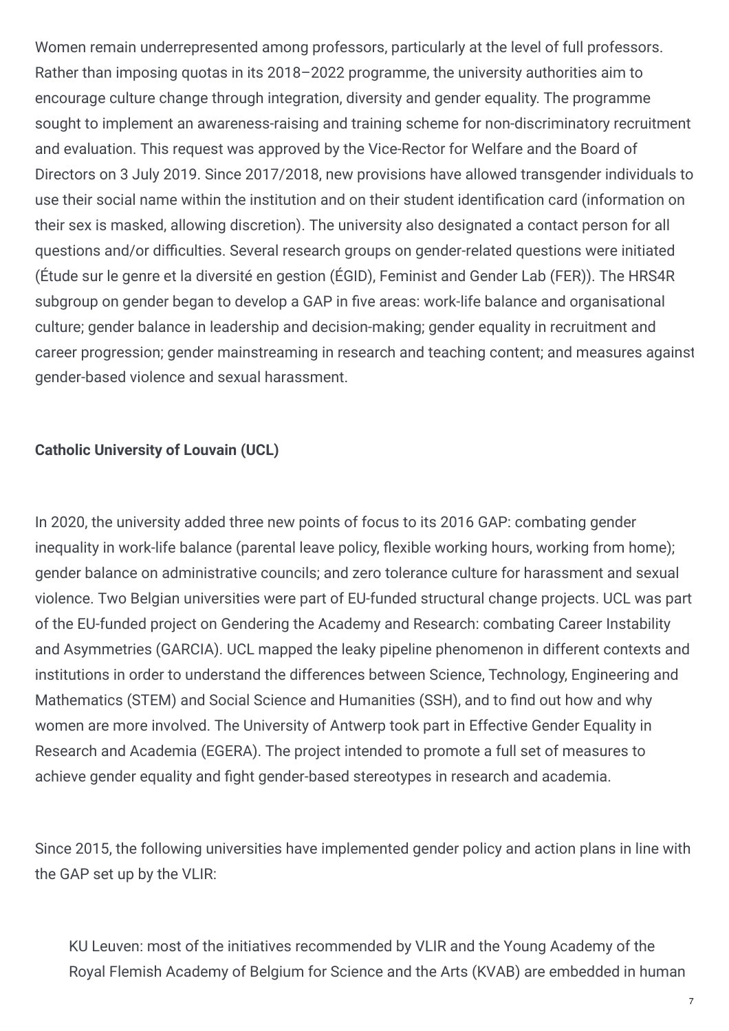Women remain underrepresented among professors, particularly at the level of full professors. Rather than imposing quotas in its 2018–2022 programme, the university authorities aim to encourage culture change through integration, diversity and gender equality. The programme sought to implement an awareness-raising and training scheme for non-discriminatory recruitment and evaluation. This request was approved by the Vice-Rector for Welfare and the Board of Directors on 3 July 2019. Since 2017/2018, new provisions have allowed transgender individuals to use their social name within the institution and on their student identification card (information on their sex is masked, allowing discretion). The university also designated a contact person for all questions and/or difficulties. Several research groups on gender-related questions were initiated (Étude sur le genre et la diversité en gestion (ÉGID), Feminist and Gender Lab (FER)). The HRS4R subgroup on gender began to develop a GAP in five areas: work-life balance and organisational culture; gender balance in leadership and decision-making; gender equality in recruitment and career progression; gender mainstreaming in research and teaching content; and measures against gender-based violence and sexual harassment.

**Catholic University of Louvain (UCL)**

In 2020, the university added three new points of focus to its 2016 GAP: combating gender inequality in work-life balance (parental leave policy, flexible working hours, working from home); gender balance on administrative councils; and zero tolerance culture for harassment and sexual violence. Two Belgian universities were part of EU-funded structural change projects. UCL was part of the EU-funded project on Gendering the Academy and Research: combating Career Instability and Asymmetries (GARCIA). UCL mapped the leaky pipeline phenomenon in different contexts and institutions in order to understand the differences between Science, Technology, Engineering and Mathematics (STEM) and Social Science and Humanities (SSH), and to find out how and why women are more involved. The University of Antwerp took part in Effective Gender Equality in Research and Academia (EGERA). The project intended to promote a full set of measures to achieve gender equality and fight gender-based stereotypes in research and academia.

Since 2015, the following universities have implemented gender policy and action plans in line with the GAP set up by the VLIR:

- KU Leuven: most of the initiatives recommended by VLIR and the Young Academy of the Royal Flemish Academy of Belgium for Science and the Arts (KVAB) are embedded in human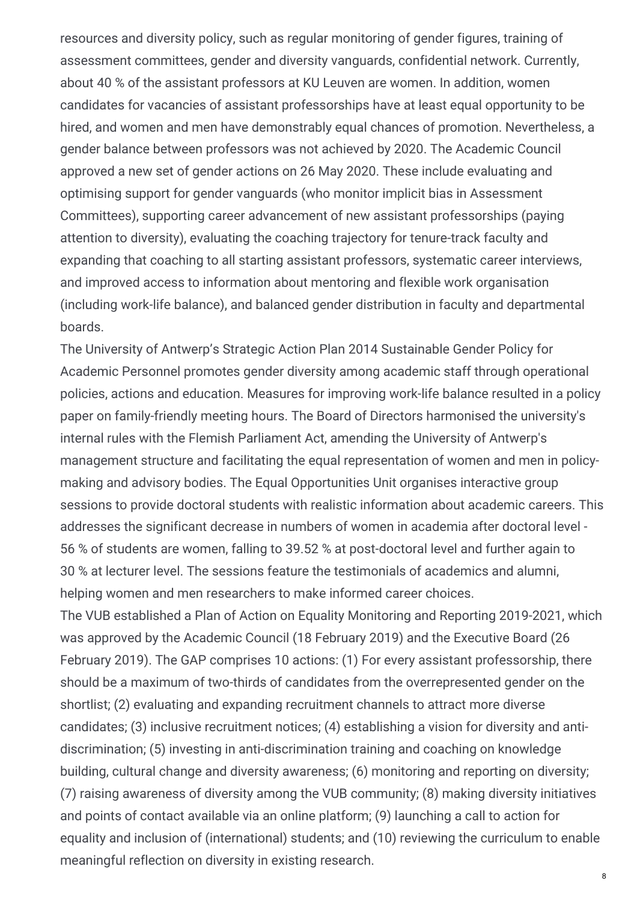resources and diversity policy, such as regular monitoring of gender figures, training of assessment committees, gender and diversity vanguards, confidential network. Currently, about 40 % of the assistant professors at KU Leuven are women. In addition, women candidates for vacancies of assistant professorships have at least equal opportunity to be hired, and women and men have demonstrably equal chances of promotion. Nevertheless, a gender balance between professors was not achieved by 2020. The Academic Council approved a new set of gender actions on 26 May 2020. These include evaluating and optimising support for gender vanguards (who monitor implicit bias in Assessment Committees), supporting career advancement of new assistant professorships (paying attention to diversity), evaluating the coaching trajectory for tenure-track faculty and expanding that coaching to all starting assistant professors, systematic career interviews, and improved access to information about mentoring and flexible work organisation (including work-life balance), and balanced gender distribution in faculty and departmental boards.

The University of Antwerp's Strategic Action Plan 2014 Sustainable Gender Policy for Academic Personnel promotes gender diversity among academic staff through operational policies, actions and education. Measures for improving work-life balance resulted in a policy paper on family-friendly meeting hours. The Board of Directors harmonised the university's internal rules with the Flemish Parliament Act, amending the University of Antwerp's management structure and facilitating the equal representation of women and men in policy-making and advisory bodies. The Equal Opportunities Unit organises interactive group sessions to provide doctoral students with realistic information about academic careers. This addresses the significant decrease in numbers of women in academia after doctoral level - 56 % of students are women, falling to 39.52 % at post-doctoral level and further again to 30 % at lecturer level. The sessions feature the testimonials of academics and alumni, helping women and men researchers to make informed career choices.

The VUB established a Plan of Action on Equality Monitoring and Reporting 2019-2021, which was approved by the Academic Council (18 February 2019) and the Executive Board (26 February 2019). The GAP comprises 10 actions: (1) For every assistant professorship, there should be a maximum of two-thirds of candidates from the overrepresented gender on the shortlist; (2) evaluating and expanding recruitment channels to attract more diverse candidates; (3) inclusive recruitment notices; (4) establishing a vision for diversity and anti-discrimination; (5) investing in anti-discrimination training and coaching on knowledge building, cultural change and diversity awareness; (6) monitoring and reporting on diversity; (7) raising awareness of diversity among the VUB community; (8) making diversity initiatives and points of contact available via an online platform; (9) launching a call to action for equality and inclusion of (international) students; and (10) reviewing the curriculum to enable meaningful reflection on diversity in existing research.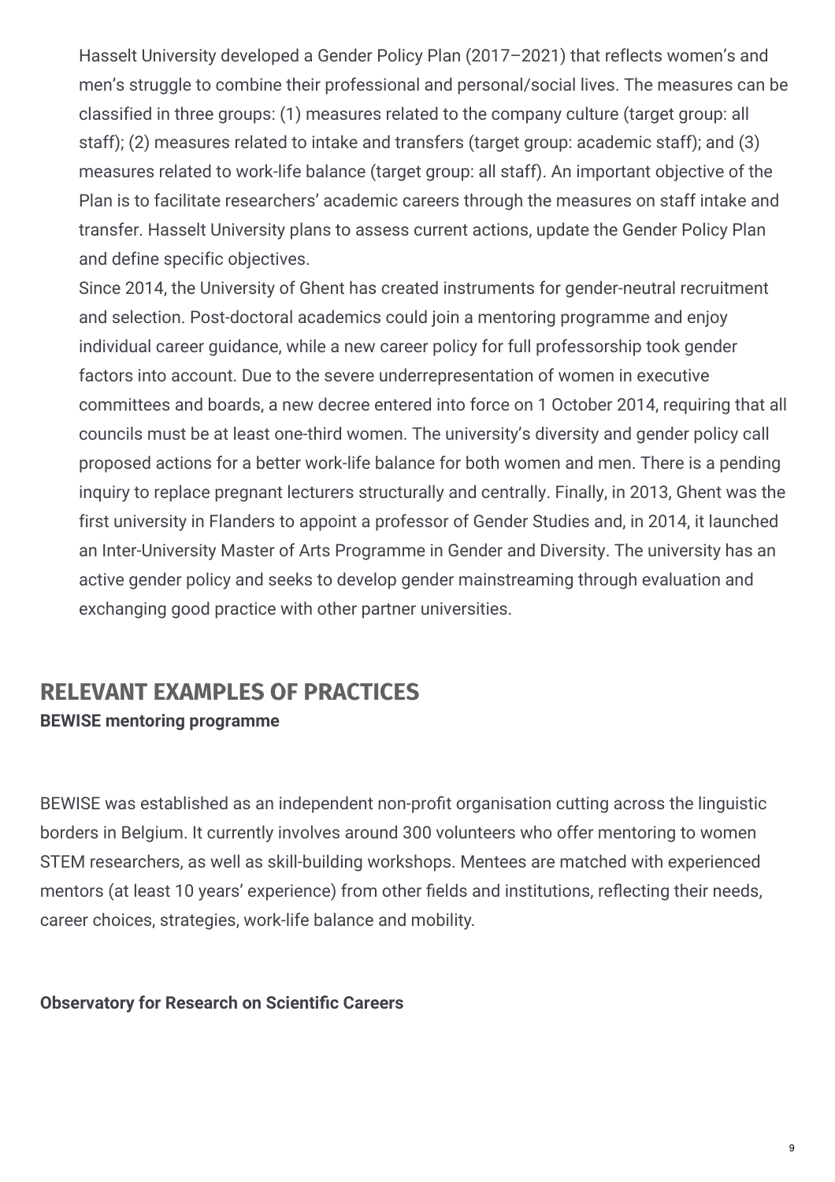Hasselt University developed a Gender Policy Plan (2017–2021) that reflects women's and men's struggle to combine their professional and personal/social lives. The measures can be classified in three groups: (1) measures related to the company culture (target group: all staff); (2) measures related to intake and transfers (target group: academic staff); and (3) measures related to work-life balance (target group: all staff). An important objective of the Plan is to facilitate researchers' academic careers through the measures on staff intake and transfer. Hasselt University plans to assess current actions, update the Gender Policy Plan and define specific objectives.

Since 2014, the University of Ghent has created instruments for gender-neutral recruitment and selection. Post-doctoral academics could join a mentoring programme and enjoy individual career guidance, while a new career policy for full professorship took gender factors into account. Due to the severe underrepresentation of women in executive committees and boards, a new decree entered into force on 1 October 2014, requiring that all councils must be at least one-third women. The university's diversity and gender policy call proposed actions for a better work-life balance for both women and men. There is a pending inquiry to replace pregnant lecturers structurally and centrally. Finally, in 2013, Ghent was the first university in Flanders to appoint a professor of Gender Studies and, in 2014, it launched an Inter-University Master of Arts Programme in Gender and Diversity. The university has an active gender policy and seeks to develop gender mainstreaming through evaluation and exchanging good practice with other partner universities.

## RELEVANT EXAMPLES OF PRACTICES

**BEWISE mentoring programme**

BEWISE was established as an independent non-profit organisation cutting across the linguistic borders in Belgium. It currently involves around 300 volunteers who offer mentoring to women STEM researchers, as well as skill-building workshops. Mentees are matched with experienced mentors (at least 10 years' experience) from other fields and institutions, reflecting their needs, career choices, strategies, work-life balance and mobility.

**Observatory for Research on Scientific Careers**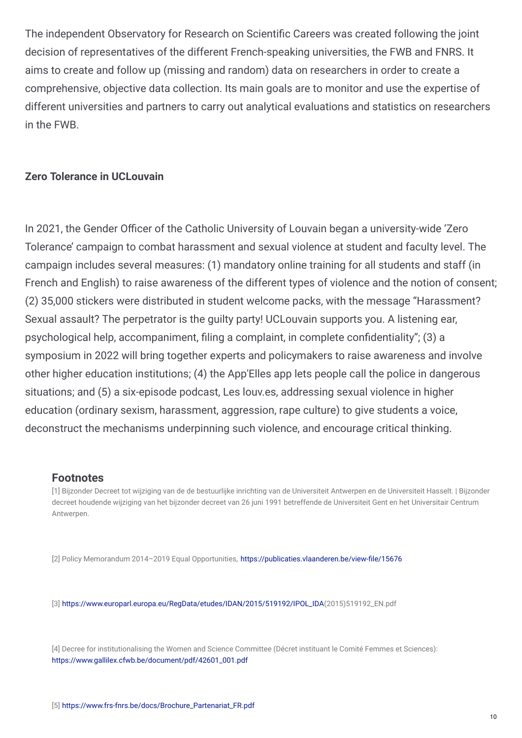The independent Observatory for Research on Scientific Careers was created following the joint decision of representatives of the different French-speaking universities, the FWB and FNRS. It aims to create and follow up (missing and random) data on researchers in order to create a comprehensive, objective data collection. Its main goals are to monitor and use the expertise of different universities and partners to carry out analytical evaluations and statistics on researchers in the FWB.

### Zero Tolerance in UCLouvain

In 2021, the Gender Officer of the Catholic University of Louvain began a university-wide 'Zero Tolerance' campaign to combat harassment and sexual violence at student and faculty level. The campaign includes several measures: (1) mandatory online training for all students and staff (in French and English) to raise awareness of the different types of violence and the notion of consent; (2) 35,000 stickers were distributed in student welcome packs, with the message "Harassment? Sexual assault? The perpetrator is the guilty party! UCLouvain supports you. A listening ear, psychological help, accompaniment, filing a complaint, in complete confidentiality"; (3) a symposium in 2022 will bring together experts and policymakers to raise awareness and involve other higher education institutions; (4) the App'Elles app lets people call the police in dangerous situations; and (5) a six-episode podcast, Les louv.es, addressing sexual violence in higher education (ordinary sexism, harassment, aggression, rape culture) to give students a voice, deconstruct the mechanisms underpinning such violence, and encourage critical thinking.

## Footnotes

[1] Bijzonder Decreet tot wijziging van de de bestuurlijke inrichting van de Universiteit Antwerpen en de Universiteit Hasselt. | Bijzonder decreet houdende wijziging van het bijzonder decreet van 26 juni 1991 betreffende de Universiteit Gent en het Universitair Centrum Antwerpen.

[2] Policy Memorandum 2014–2019 Equal Opportunities, https://publicaties.vlaanderen.be/view-file/15676

[3] https://www.europarl.europa.eu/RegData/etudes/IDAN/2015/519192/IPOL_IDA(2015)519192_EN.pdf

[4] Decree for institutionalising the Women and Science Committee (Décret instituant le Comité Femmes et Sciences): https://www.gallilex.cfwb.be/document/pdf/42601_001.pdf

[5] https://www.frs-fnrs.be/docs/Brochure_Partenariat_FR.pdf